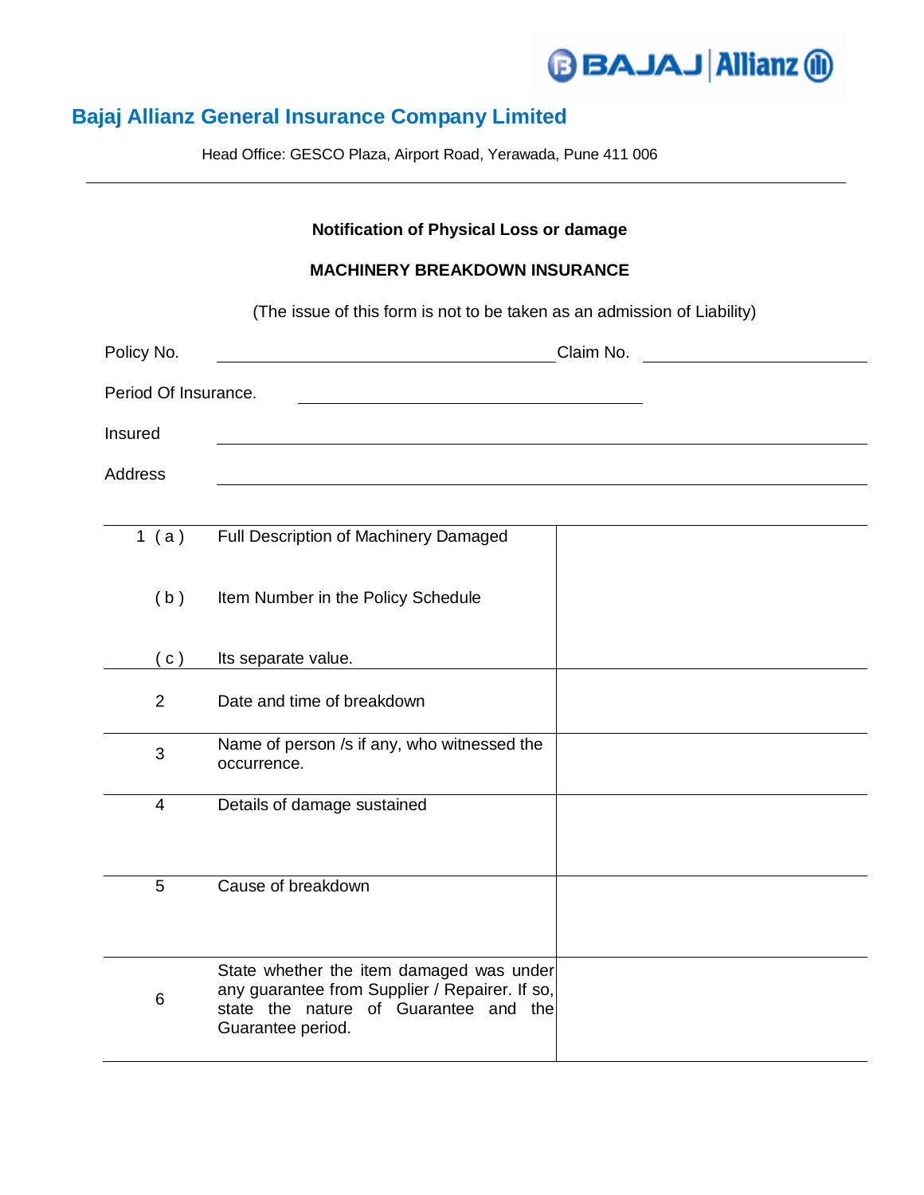# Bajaj Allianz General Insurance Company Limited

Head Office: GESCO Plaza, Airport Road, Yerawada, Pune 411 006

---

**Notification of Physical Loss or damage**

**MACHINERY BREAKDOWN INSURANCE**

(The issue of this form is not to be taken as an admission of Liability)

Policy No. ______________________________ Claim No. ____________________

Period Of Insurance. ______________________________

Insured ______________________________________________

Address ______________________________________________

| | | |
|---|---|---|
| 1 ( a ) | Full Description of Machinery Damaged | |
| ( b ) | Item Number in the Policy Schedule | |
| ( c ) | Its separate value. | |
| 2 | Date and time of breakdown | |
| 3 | Name of person /s if any, who witnessed the occurrence. | |
| 4 | Details of damage sustained | |
| 5 | Cause of breakdown | |
| 6 | State whether the item damaged was under any guarantee from Supplier / Repairer. If so, state the nature of Guarantee and the Guarantee period. | |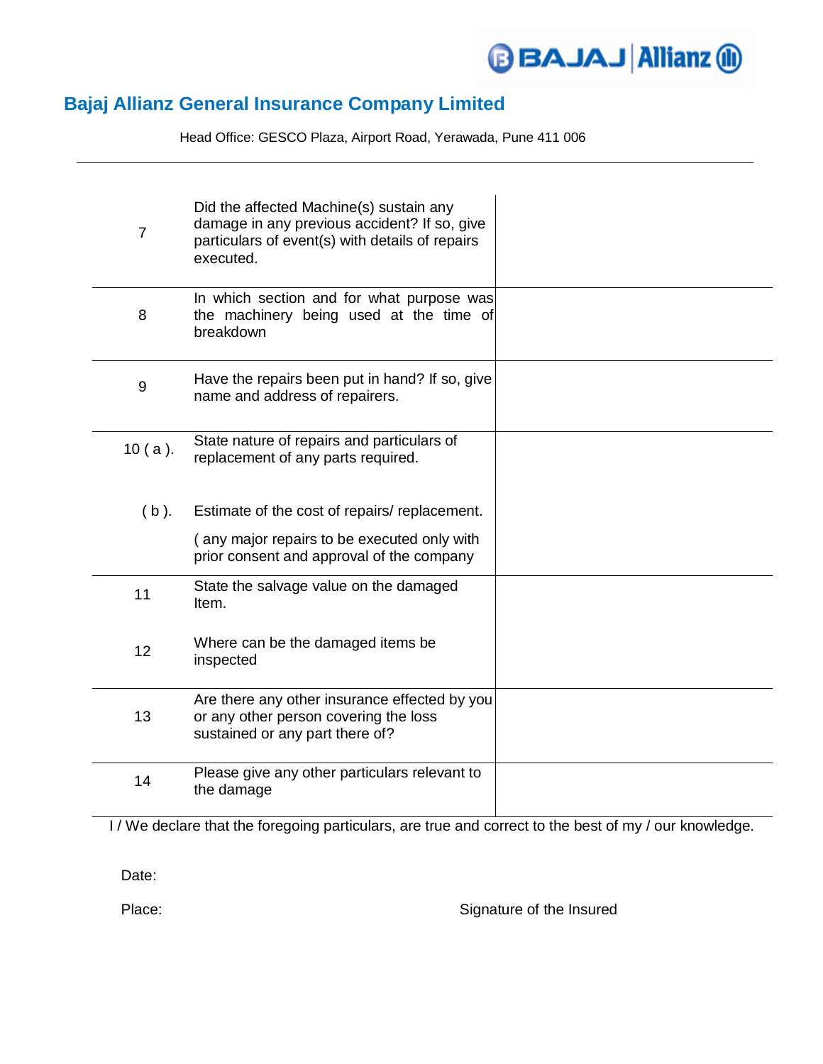Bajaj Allianz

## Bajaj Allianz General Insurance Company Limited

Head Office: GESCO Plaza, Airport Road, Yerawada, Pune 411 006

| | | |
|---|---|---|
| 7 | Did the affected Machine(s) sustain any damage in any previous accident? If so, give particulars of event(s) with details of repairs executed. | |
| 8 | In which section and for what purpose was the machinery being used at the time of breakdown | |
| 9 | Have the repairs been put in hand? If so, give name and address of repairers. | |
| 10 ( a ). | State nature of repairs and particulars of replacement of any parts required. | |
| ( b ). | Estimate of the cost of repairs/ replacement.<br>( any major repairs to be executed only with prior consent and approval of the company | |
| 11 | State the salvage value on the damaged Item. | |
| 12 | Where can be the damaged items be inspected | |
| 13 | Are there any other insurance effected by you or any other person covering the loss sustained or any part there of? | |
| 14 | Please give any other particulars relevant to the damage | |

I / We declare that the foregoing particulars, are true and correct to the best of my / our knowledge.

Date:

Place: Signature of the Insured